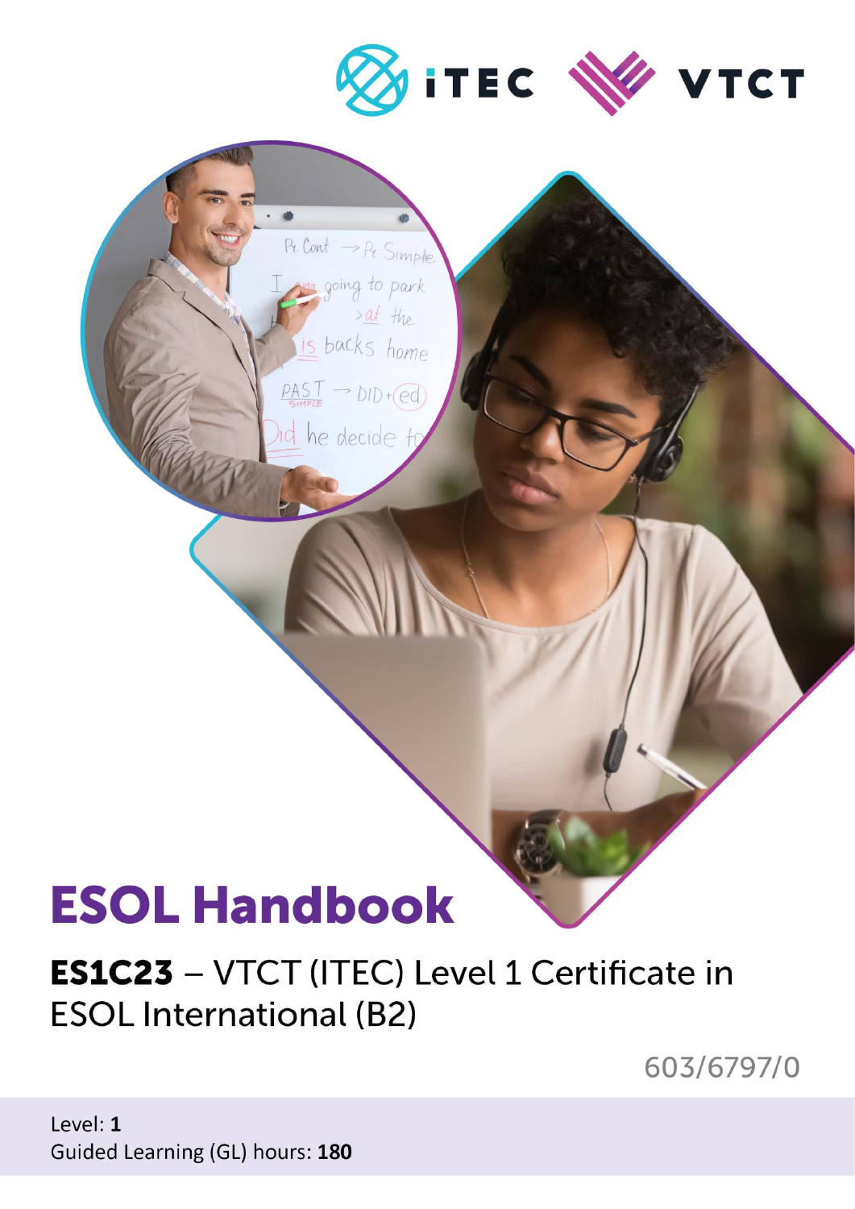iTEC VTCT

# ESOL Handbook

## ES1C23 – VTCT (ITEC) Level 1 Certificate in ESOL International (B2)

603/6797/0

Level: **1**
Guided Learning (GL) hours: **180**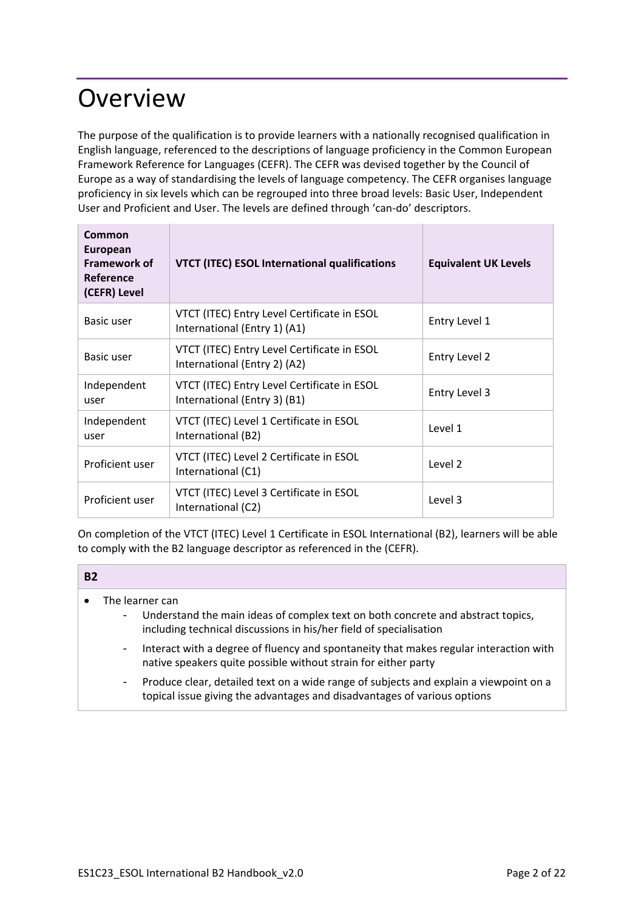# Overview

The purpose of the qualification is to provide learners with a nationally recognised qualification in English language, referenced to the descriptions of language proficiency in the Common European Framework Reference for Languages (CEFR). The CEFR was devised together by the Council of Europe as a way of standardising the levels of language competency. The CEFR organises language proficiency in six levels which can be regrouped into three broad levels: Basic User, Independent User and Proficient and User. The levels are defined through 'can-do' descriptors.

| Common European Framework of Reference (CEFR) Level | VTCT (ITEC) ESOL International qualifications | Equivalent UK Levels |
|---|---|---|
| Basic user | VTCT (ITEC) Entry Level Certificate in ESOL International (Entry 1) (A1) | Entry Level 1 |
| Basic user | VTCT (ITEC) Entry Level Certificate in ESOL International (Entry 2) (A2) | Entry Level 2 |
| Independent user | VTCT (ITEC) Entry Level Certificate in ESOL International (Entry 3) (B1) | Entry Level 3 |
| Independent user | VTCT (ITEC) Level 1 Certificate in ESOL International (B2) | Level 1 |
| Proficient user | VTCT (ITEC) Level 2 Certificate in ESOL International (C1) | Level 2 |
| Proficient user | VTCT (ITEC) Level 3 Certificate in ESOL International (C2) | Level 3 |

On completion of the VTCT (ITEC) Level 1 Certificate in ESOL International (B2), learners will be able to comply with the B2 language descriptor as referenced in the (CEFR).

| B2 |
|---|
| • The learner can<br>- Understand the main ideas of complex text on both concrete and abstract topics, including technical discussions in his/her field of specialisation<br>- Interact with a degree of fluency and spontaneity that makes regular interaction with native speakers quite possible without strain for either party<br>- Produce clear, detailed text on a wide range of subjects and explain a viewpoint on a topical issue giving the advantages and disadvantages of various options |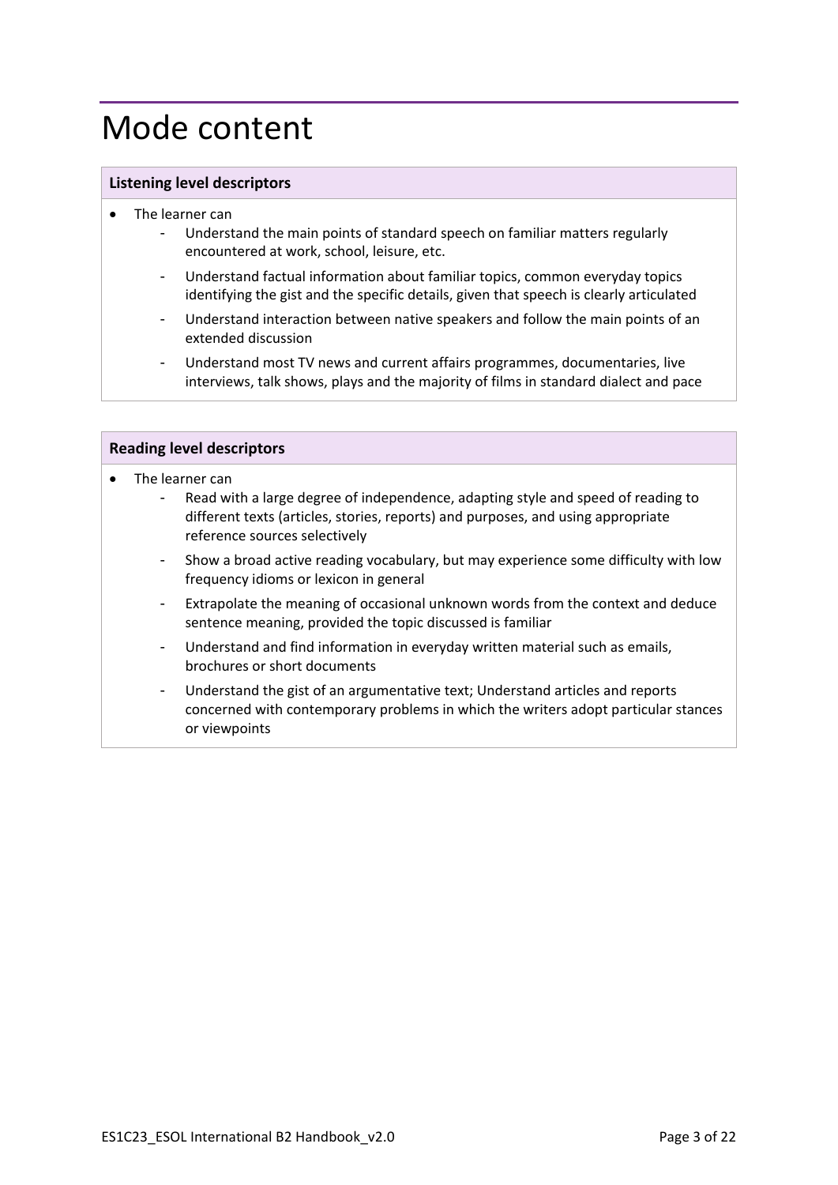# Mode content

**Listening level descriptors**

- The learner can
  - Understand the main points of standard speech on familiar matters regularly encountered at work, school, leisure, etc.
  - Understand factual information about familiar topics, common everyday topics identifying the gist and the specific details, given that speech is clearly articulated
  - Understand interaction between native speakers and follow the main points of an extended discussion
  - Understand most TV news and current affairs programmes, documentaries, live interviews, talk shows, plays and the majority of films in standard dialect and pace

**Reading level descriptors**

- The learner can
  - Read with a large degree of independence, adapting style and speed of reading to different texts (articles, stories, reports) and purposes, and using appropriate reference sources selectively
  - Show a broad active reading vocabulary, but may experience some difficulty with low frequency idioms or lexicon in general
  - Extrapolate the meaning of occasional unknown words from the context and deduce sentence meaning, provided the topic discussed is familiar
  - Understand and find information in everyday written material such as emails, brochures or short documents
  - Understand the gist of an argumentative text; Understand articles and reports concerned with contemporary problems in which the writers adopt particular stances or viewpoints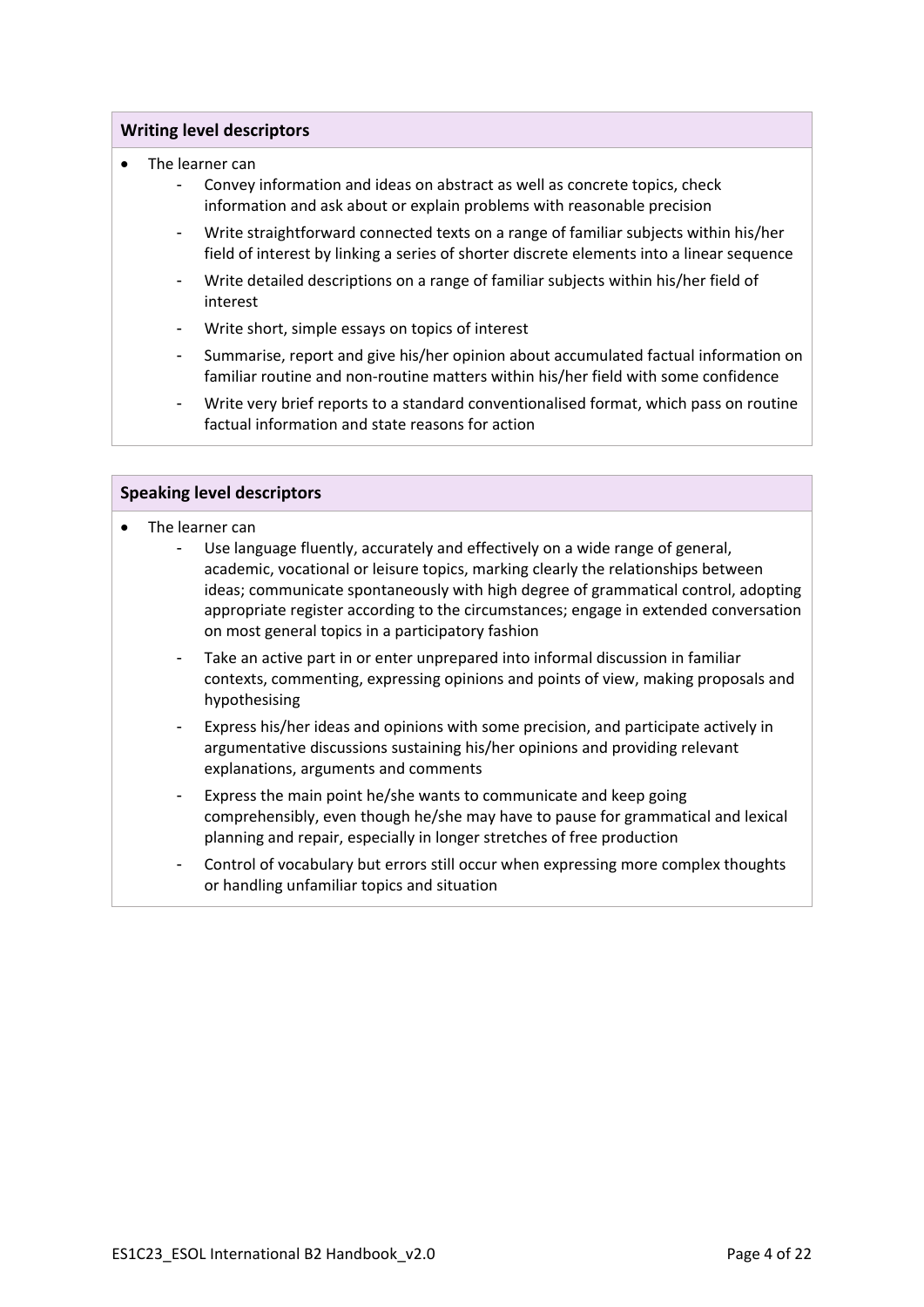**Writing level descriptors**

- The learner can
  - Convey information and ideas on abstract as well as concrete topics, check information and ask about or explain problems with reasonable precision
  - Write straightforward connected texts on a range of familiar subjects within his/her field of interest by linking a series of shorter discrete elements into a linear sequence
  - Write detailed descriptions on a range of familiar subjects within his/her field of interest
  - Write short, simple essays on topics of interest
  - Summarise, report and give his/her opinion about accumulated factual information on familiar routine and non-routine matters within his/her field with some confidence
  - Write very brief reports to a standard conventionalised format, which pass on routine factual information and state reasons for action

**Speaking level descriptors**

- The learner can
  - Use language fluently, accurately and effectively on a wide range of general, academic, vocational or leisure topics, marking clearly the relationships between ideas; communicate spontaneously with high degree of grammatical control, adopting appropriate register according to the circumstances; engage in extended conversation on most general topics in a participatory fashion
  - Take an active part in or enter unprepared into informal discussion in familiar contexts, commenting, expressing opinions and points of view, making proposals and hypothesising
  - Express his/her ideas and opinions with some precision, and participate actively in argumentative discussions sustaining his/her opinions and providing relevant explanations, arguments and comments
  - Express the main point he/she wants to communicate and keep going comprehensibly, even though he/she may have to pause for grammatical and lexical planning and repair, especially in longer stretches of free production
  - Control of vocabulary but errors still occur when expressing more complex thoughts or handling unfamiliar topics and situation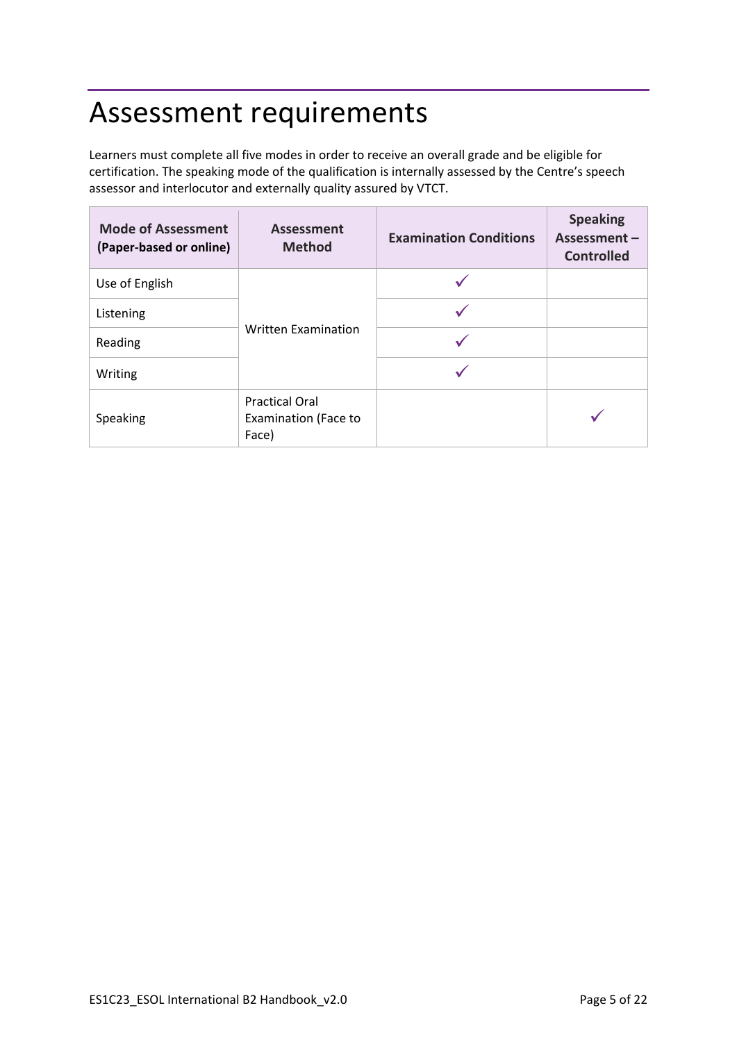# Assessment requirements

Learners must complete all five modes in order to receive an overall grade and be eligible for certification. The speaking mode of the qualification is internally assessed by the Centre's speech assessor and interlocutor and externally quality assured by VTCT.

| Mode of Assessment (Paper-based or online) | Assessment Method | Examination Conditions | Speaking Assessment – Controlled |
|---|---|---|---|
| Use of English | Written Examination | ✓ | |
| Listening | | ✓ | |
| Reading | | ✓ | |
| Writing | | ✓ | |
| Speaking | Practical Oral Examination (Face to Face) | | ✓ |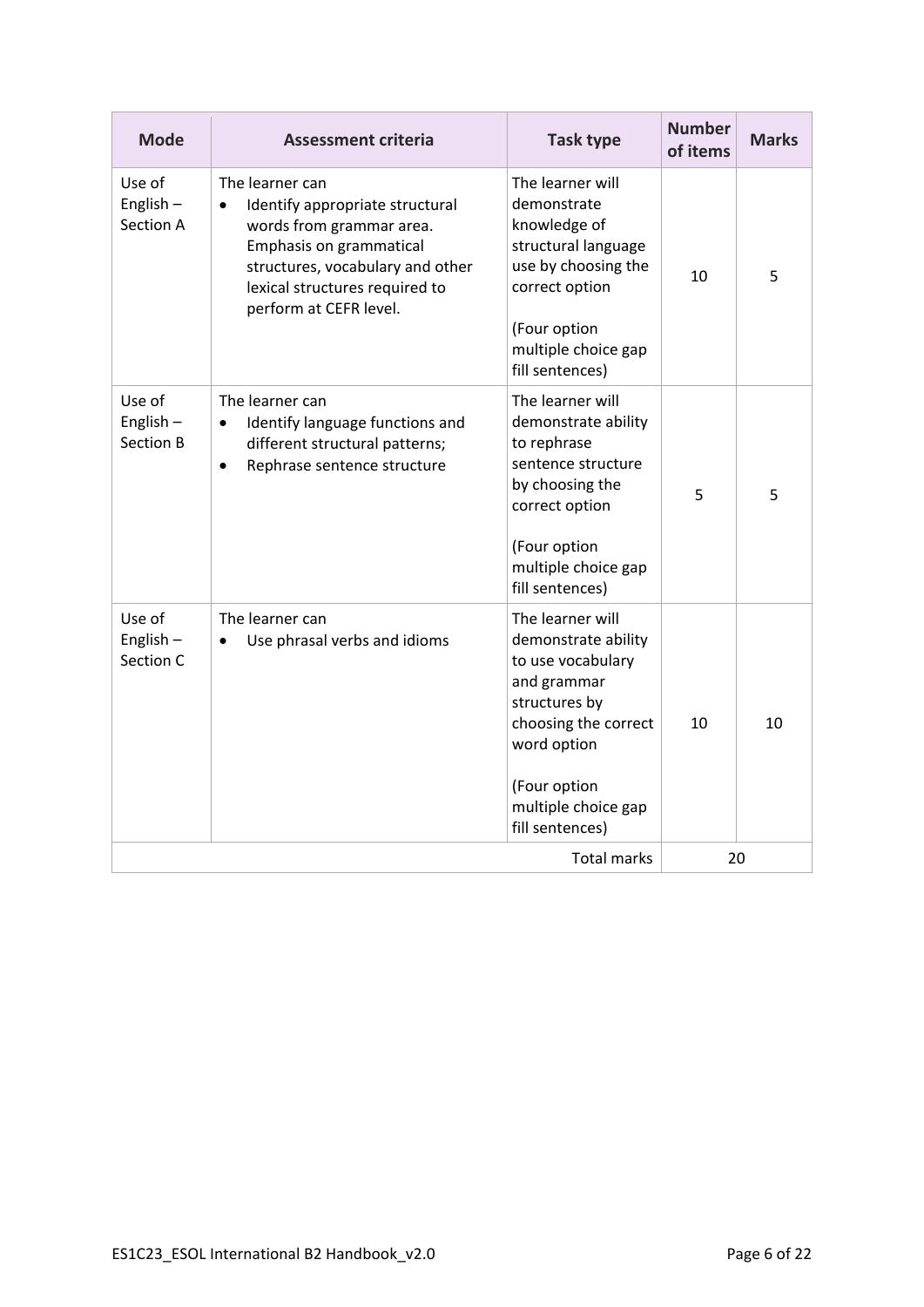| Mode | Assessment criteria | Task type | Number of items | Marks |
|---|---|---|---|---|
| Use of English – Section A | The learner can<br>• Identify appropriate structural words from grammar area. Emphasis on grammatical structures, vocabulary and other lexical structures required to perform at CEFR level. | The learner will demonstrate knowledge of structural language use by choosing the correct option<br><br>(Four option multiple choice gap fill sentences) | 10 | 5 |
| Use of English – Section B | The learner can<br>• Identify language functions and different structural patterns;<br>• Rephrase sentence structure | The learner will demonstrate ability to rephrase sentence structure by choosing the correct option<br><br>(Four option multiple choice gap fill sentences) | 5 | 5 |
| Use of English – Section C | The learner can<br>• Use phrasal verbs and idioms | The learner will demonstrate ability to use vocabulary and grammar structures by choosing the correct word option<br><br>(Four option multiple choice gap fill sentences) | 10 | 10 |
| | | Total marks | 20 | |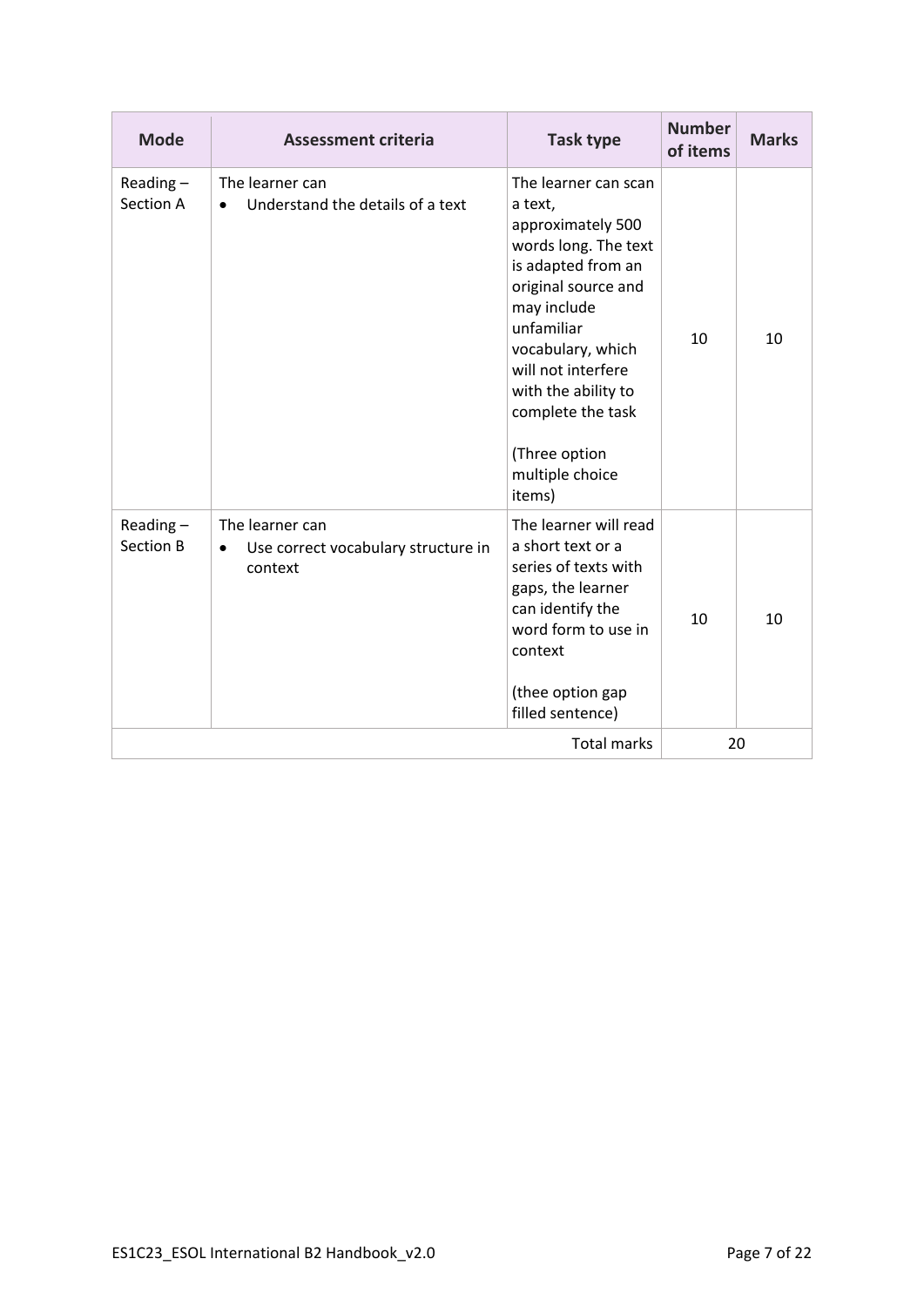| Mode | Assessment criteria | Task type | Number of items | Marks |
|---|---|---|---|---|
| Reading – Section A | The learner can<br>• Understand the details of a text | The learner can scan a text, approximately 500 words long. The text is adapted from an original source and may include unfamiliar vocabulary, which will not interfere with the ability to complete the task<br><br>(Three option multiple choice items) | 10 | 10 |
| Reading – Section B | The learner can<br>• Use correct vocabulary structure in context | The learner will read a short text or a series of texts with gaps, the learner can identify the word form to use in context<br><br>(thee option gap filled sentence) | 10 | 10 |
| | | Total marks | 20 | |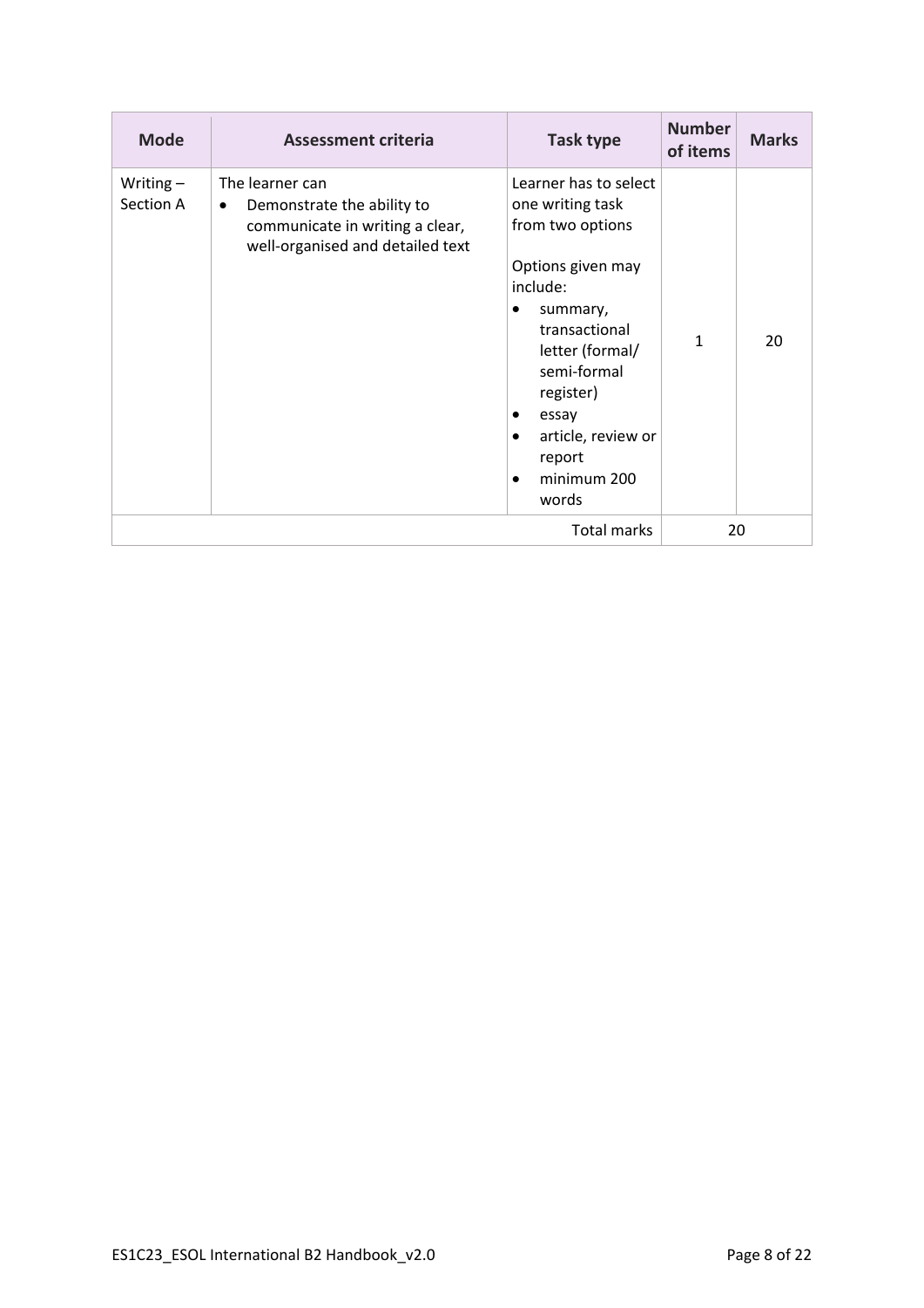| Mode | Assessment criteria | Task type | Number of items | Marks |
|---|---|---|---|---|
| Writing – Section A | The learner can<br>• Demonstrate the ability to communicate in writing a clear, well-organised and detailed text | Learner has to select one writing task from two options<br><br>Options given may include:<br>• summary, transactional letter (formal/ semi-formal register)<br>• essay<br>• article, review or report<br>• minimum 200 words | 1 | 20 |
| | | Total marks | 20 | |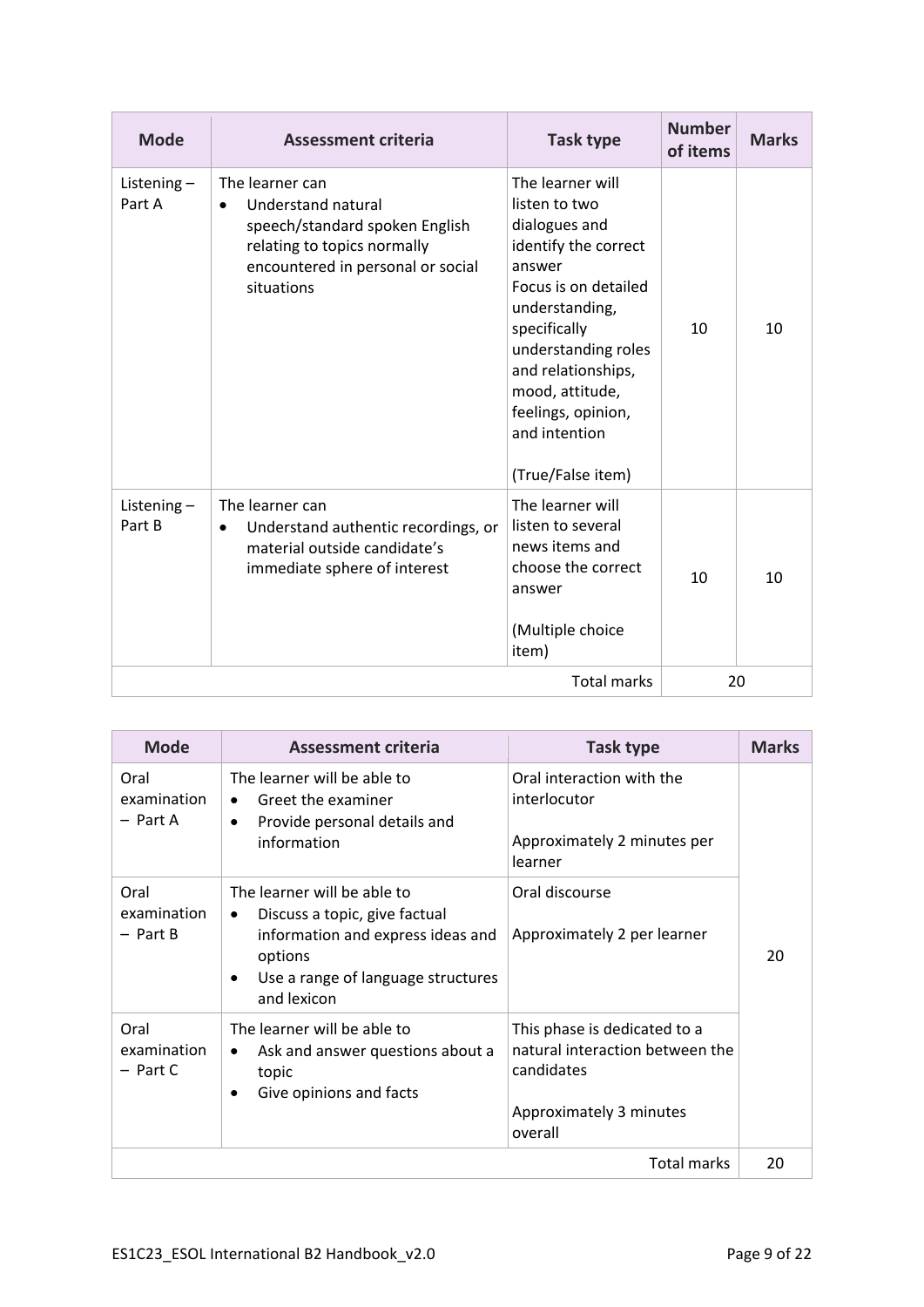| Mode | Assessment criteria | Task type | Number of items | Marks |
|---|---|---|---|---|
| Listening – Part A | The learner can<br>• Understand natural speech/standard spoken English relating to topics normally encountered in personal or social situations | The learner will listen to two dialogues and identify the correct answer<br>Focus is on detailed understanding, specifically understanding roles and relationships, mood, attitude, feelings, opinion, and intention<br><br>(True/False item) | 10 | 10 |
| Listening – Part B | The learner can<br>• Understand authentic recordings, or material outside candidate's immediate sphere of interest | The learner will listen to several news items and choose the correct answer<br><br>(Multiple choice item) | 10 | 10 |
| | | Total marks | 20 | |

| Mode | Assessment criteria | Task type | Marks |
|---|---|---|---|
| Oral examination – Part A | The learner will be able to<br>• Greet the examiner<br>• Provide personal details and information | Oral interaction with the interlocutor<br><br>Approximately 2 minutes per learner | 20 |
| Oral examination – Part B | The learner will be able to<br>• Discuss a topic, give factual information and express ideas and options<br>• Use a range of language structures and lexicon | Oral discourse<br><br>Approximately 2 per learner | |
| Oral examination – Part C | The learner will be able to<br>• Ask and answer questions about a topic<br>• Give opinions and facts | This phase is dedicated to a natural interaction between the candidates<br><br>Approximately 3 minutes overall | |
| | | Total marks | 20 |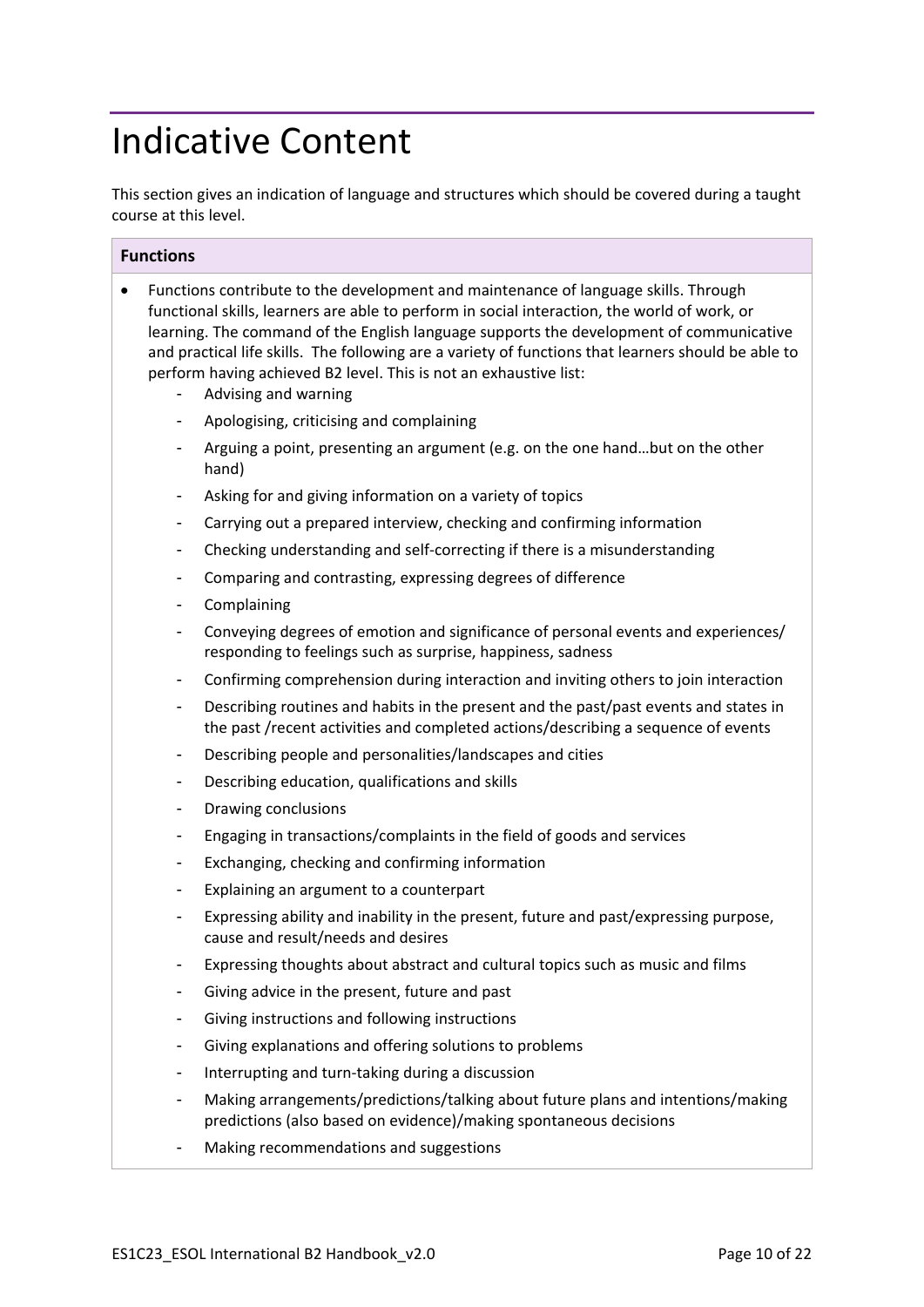# Indicative Content

This section gives an indication of language and structures which should be covered during a taught course at this level.

| **Functions** |
|---|
| • Functions contribute to the development and maintenance of language skills. Through functional skills, learners are able to perform in social interaction, the world of work, or learning. The command of the English language supports the development of communicative and practical life skills. The following are a variety of functions that learners should be able to perform having achieved B2 level. This is not an exhaustive list:<br>- Advising and warning<br>- Apologising, criticising and complaining<br>- Arguing a point, presenting an argument (e.g. on the one hand…but on the other hand)<br>- Asking for and giving information on a variety of topics<br>- Carrying out a prepared interview, checking and confirming information<br>- Checking understanding and self-correcting if there is a misunderstanding<br>- Comparing and contrasting, expressing degrees of difference<br>- Complaining<br>- Conveying degrees of emotion and significance of personal events and experiences/ responding to feelings such as surprise, happiness, sadness<br>- Confirming comprehension during interaction and inviting others to join interaction<br>- Describing routines and habits in the present and the past/past events and states in the past /recent activities and completed actions/describing a sequence of events<br>- Describing people and personalities/landscapes and cities<br>- Describing education, qualifications and skills<br>- Drawing conclusions<br>- Engaging in transactions/complaints in the field of goods and services<br>- Exchanging, checking and confirming information<br>- Explaining an argument to a counterpart<br>- Expressing ability and inability in the present, future and past/expressing purpose, cause and result/needs and desires<br>- Expressing thoughts about abstract and cultural topics such as music and films<br>- Giving advice in the present, future and past<br>- Giving instructions and following instructions<br>- Giving explanations and offering solutions to problems<br>- Interrupting and turn-taking during a discussion<br>- Making arrangements/predictions/talking about future plans and intentions/making predictions (also based on evidence)/making spontaneous decisions<br>- Making recommendations and suggestions |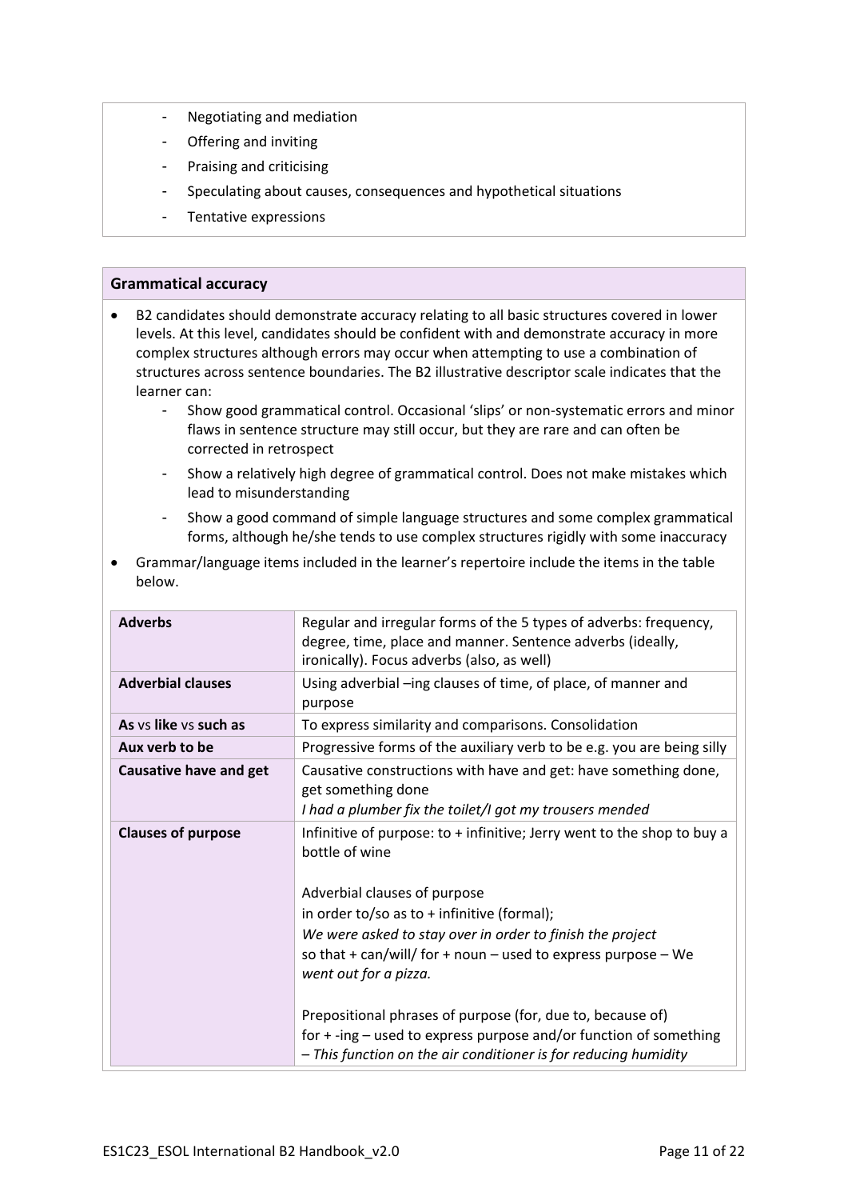- Negotiating and mediation
- Offering and inviting
- Praising and criticising
- Speculating about causes, consequences and hypothetical situations
- Tentative expressions

**Grammatical accuracy**

- B2 candidates should demonstrate accuracy relating to all basic structures covered in lower levels. At this level, candidates should be confident with and demonstrate accuracy in more complex structures although errors may occur when attempting to use a combination of structures across sentence boundaries. The B2 illustrative descriptor scale indicates that the learner can:
  - Show good grammatical control. Occasional 'slips' or non-systematic errors and minor flaws in sentence structure may still occur, but they are rare and can often be corrected in retrospect
  - Show a relatively high degree of grammatical control. Does not make mistakes which lead to misunderstanding
  - Show a good command of simple language structures and some complex grammatical forms, although he/she tends to use complex structures rigidly with some inaccuracy
- Grammar/language items included in the learner's repertoire include the items in the table below.

| | |
|---|---|
| **Adverbs** | Regular and irregular forms of the 5 types of adverbs: frequency, degree, time, place and manner. Sentence adverbs (ideally, ironically). Focus adverbs (also, as well) |
| **Adverbial clauses** | Using adverbial –ing clauses of time, of place, of manner and purpose |
| **As** vs **like** vs **such as** | To express similarity and comparisons. Consolidation |
| **Aux verb to be** | Progressive forms of the auxiliary verb to be e.g. you are being silly |
| **Causative have and get** | Causative constructions with have and get: have something done, get something done<br>*I had a plumber fix the toilet/I got my trousers mended* |
| **Clauses of purpose** | Infinitive of purpose: to + infinitive; Jerry went to the shop to buy a bottle of wine<br><br>Adverbial clauses of purpose<br>in order to/so as to + infinitive (formal);<br>*We were asked to stay over in order to finish the project*<br>so that + can/will/ for + noun – used to express purpose – We *went out for a pizza.*<br><br>Prepositional phrases of purpose (for, due to, because of)<br>for + -ing – used to express purpose and/or function of something – *This function on the air conditioner is for reducing humidity* |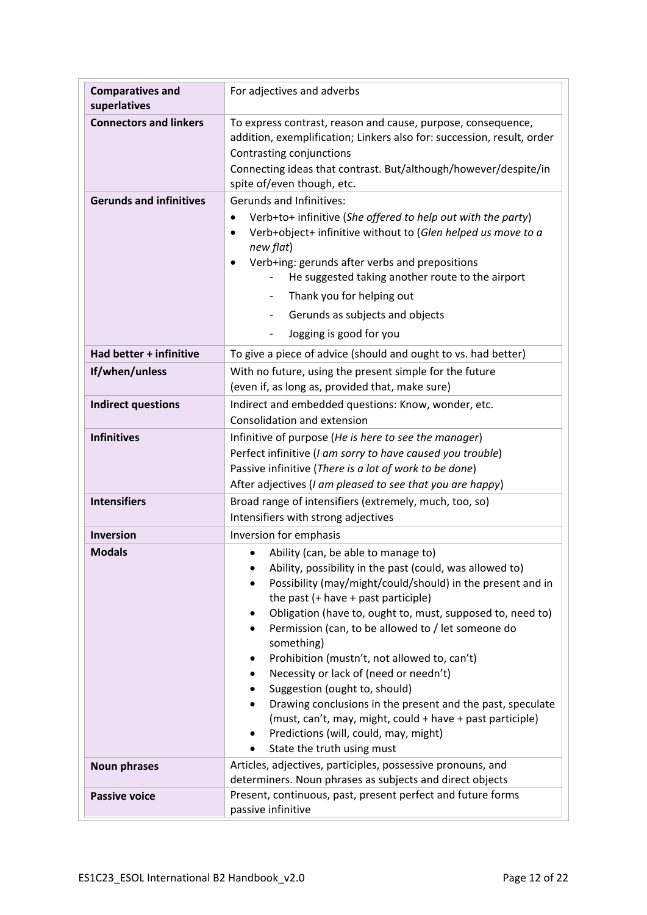| | |
|---|---|
| **Comparatives and superlatives** | For adjectives and adverbs |
| **Connectors and linkers** | To express contrast, reason and cause, purpose, consequence, addition, exemplification; Linkers also for: succession, result, order<br>Contrasting conjunctions<br>Connecting ideas that contrast. But/although/however/despite/in spite of/even though, etc. |
| **Gerunds and infinitives** | Gerunds and Infinitives:<br>• Verb+to+ infinitive (*She offered to help out with the party*)<br>• Verb+object+ infinitive without to (*Glen helped us move to a new flat*)<br>• Verb+ing: gerunds after verbs and prepositions<br>- He suggested taking another route to the airport<br>- Thank you for helping out<br>- Gerunds as subjects and objects<br>- Jogging is good for you |
| **Had better + infinitive** | To give a piece of advice (should and ought to vs. had better) |
| **If/when/unless** | With no future, using the present simple for the future<br>(even if, as long as, provided that, make sure) |
| **Indirect questions** | Indirect and embedded questions: Know, wonder, etc.<br>Consolidation and extension |
| **Infinitives** | Infinitive of purpose (*He is here to see the manager*)<br>Perfect infinitive (*I am sorry to have caused you trouble*)<br>Passive infinitive (*There is a lot of work to be done*)<br>After adjectives (*I am pleased to see that you are happy*) |
| **Intensifiers** | Broad range of intensifiers (extremely, much, too, so)<br>Intensifiers with strong adjectives |
| **Inversion** | Inversion for emphasis |
| **Modals** | • Ability (can, be able to manage to)<br>• Ability, possibility in the past (could, was allowed to)<br>• Possibility (may/might/could/should) in the present and in the past (+ have + past participle)<br>• Obligation (have to, ought to, must, supposed to, need to)<br>• Permission (can, to be allowed to / let someone do something)<br>• Prohibition (mustn't, not allowed to, can't)<br>• Necessity or lack of (need or needn't)<br>• Suggestion (ought to, should)<br>• Drawing conclusions in the present and the past, speculate (must, can't, may, might, could + have + past participle)<br>• Predictions (will, could, may, might)<br>• State the truth using must |
| **Noun phrases** | Articles, adjectives, participles, possessive pronouns, and determiners. Noun phrases as subjects and direct objects |
| **Passive voice** | Present, continuous, past, present perfect and future forms passive infinitive |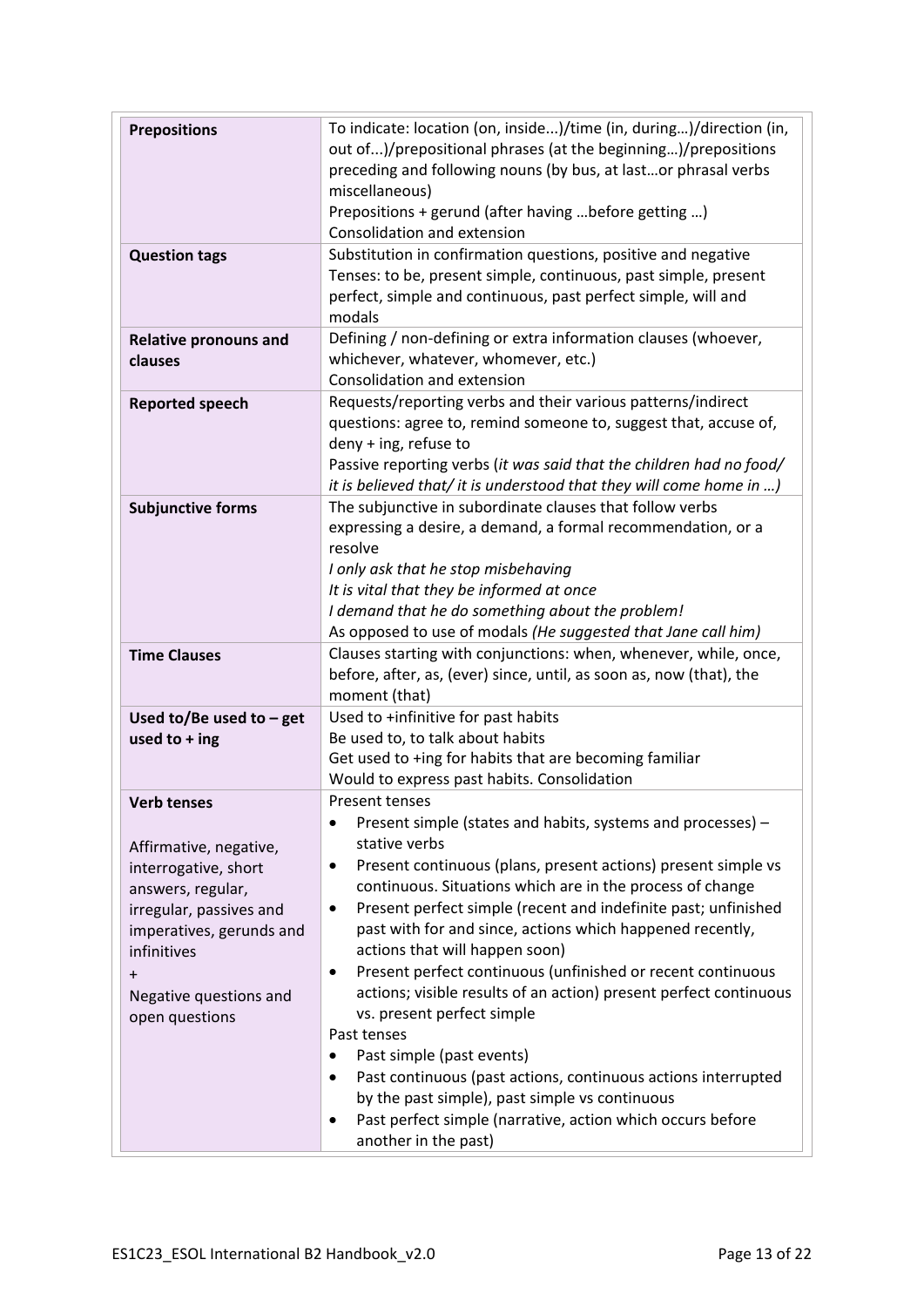| | |
|---|---|
| **Prepositions** | To indicate: location (on, inside...)/time (in, during…)/direction (in, out of...)/prepositional phrases (at the beginning…)/prepositions preceding and following nouns (by bus, at last…or phrasal verbs miscellaneous)<br>Prepositions + gerund (after having …before getting …)<br>Consolidation and extension |
| **Question tags** | Substitution in confirmation questions, positive and negative<br>Tenses: to be, present simple, continuous, past simple, present perfect, simple and continuous, past perfect simple, will and modals |
| **Relative pronouns and clauses** | Defining / non-defining or extra information clauses (whoever, whichever, whatever, whomever, etc.)<br>Consolidation and extension |
| **Reported speech** | Requests/reporting verbs and their various patterns/indirect questions: agree to, remind someone to, suggest that, accuse of, deny + ing, refuse to<br>Passive reporting verbs (*it was said that the children had no food/ it is believed that/ it is understood that they will come home in …)* |
| **Subjunctive forms** | The subjunctive in subordinate clauses that follow verbs expressing a desire, a demand, a formal recommendation, or a resolve<br>*I only ask that he stop misbehaving*<br>*It is vital that they be informed at once*<br>*I demand that he do something about the problem!*<br>As opposed to use of modals *(He suggested that Jane call him)* |
| **Time Clauses** | Clauses starting with conjunctions: when, whenever, while, once, before, after, as, (ever) since, until, as soon as, now (that), the moment (that) |
| **Used to/Be used to – get used to + ing** | Used to +infinitive for past habits<br>Be used to, to talk about habits<br>Get used to +ing for habits that are becoming familiar<br>Would to express past habits. Consolidation |
| **Verb tenses**<br><br>Affirmative, negative, interrogative, short answers, regular, irregular, passives and imperatives, gerunds and infinitives<br>+<br>Negative questions and open questions | Present tenses<br>• Present simple (states and habits, systems and processes) – stative verbs<br>• Present continuous (plans, present actions) present simple vs continuous. Situations which are in the process of change<br>• Present perfect simple (recent and indefinite past; unfinished past with for and since, actions which happened recently, actions that will happen soon)<br>• Present perfect continuous (unfinished or recent continuous actions; visible results of an action) present perfect continuous vs. present perfect simple<br>Past tenses<br>• Past simple (past events)<br>• Past continuous (past actions, continuous actions interrupted by the past simple), past simple vs continuous<br>• Past perfect simple (narrative, action which occurs before another in the past) |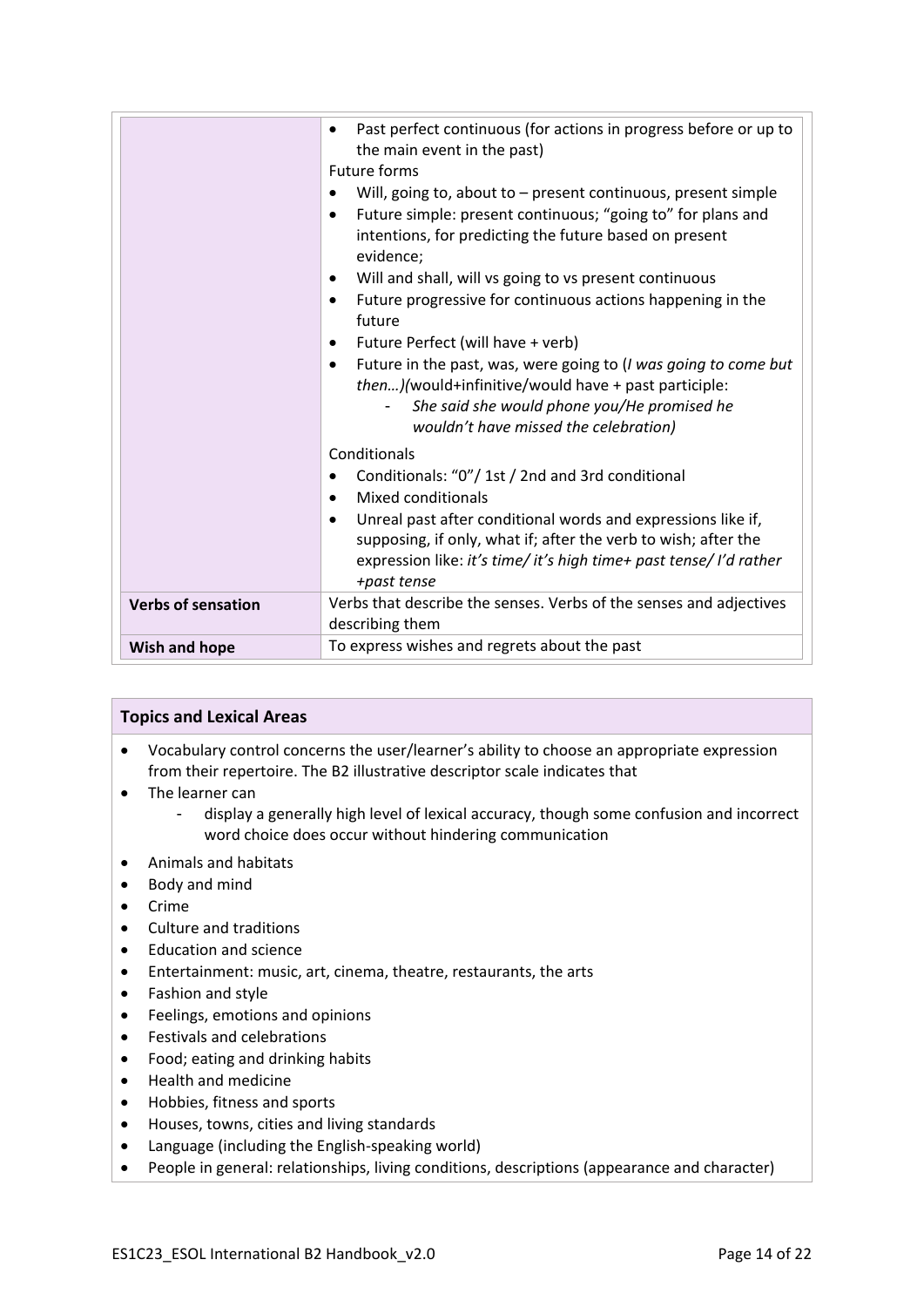| | |
|---|---|
| | • Past perfect continuous (for actions in progress before or up to the main event in the past)<br>Future forms<br>• Will, going to, about to – present continuous, present simple<br>• Future simple: present continuous; "going to" for plans and intentions, for predicting the future based on present evidence;<br>• Will and shall, will vs going to vs present continuous<br>• Future progressive for continuous actions happening in the future<br>• Future Perfect (will have + verb)<br>• Future in the past, was, were going to (*I was going to come but then…)*(would+infinitive/would have + past participle:<br>  - *She said she would phone you/He promised he wouldn't have missed the celebration)*<br><br>Conditionals<br>• Conditionals: "0"/ 1st / 2nd and 3rd conditional<br>• Mixed conditionals<br>• Unreal past after conditional words and expressions like if, supposing, if only, what if; after the verb to wish; after the expression like: *it's time/ it's high time+ past tense/ I'd rather +past tense* |
| **Verbs of sensation** | Verbs that describe the senses. Verbs of the senses and adjectives describing them |
| **Wish and hope** | To express wishes and regrets about the past |

**Topics and Lexical Areas**

- Vocabulary control concerns the user/learner's ability to choose an appropriate expression from their repertoire. The B2 illustrative descriptor scale indicates that
- The learner can
  - display a generally high level of lexical accuracy, though some confusion and incorrect word choice does occur without hindering communication
- Animals and habitats
- Body and mind
- Crime
- Culture and traditions
- Education and science
- Entertainment: music, art, cinema, theatre, restaurants, the arts
- Fashion and style
- Feelings, emotions and opinions
- Festivals and celebrations
- Food; eating and drinking habits
- Health and medicine
- Hobbies, fitness and sports
- Houses, towns, cities and living standards
- Language (including the English-speaking world)
- People in general: relationships, living conditions, descriptions (appearance and character)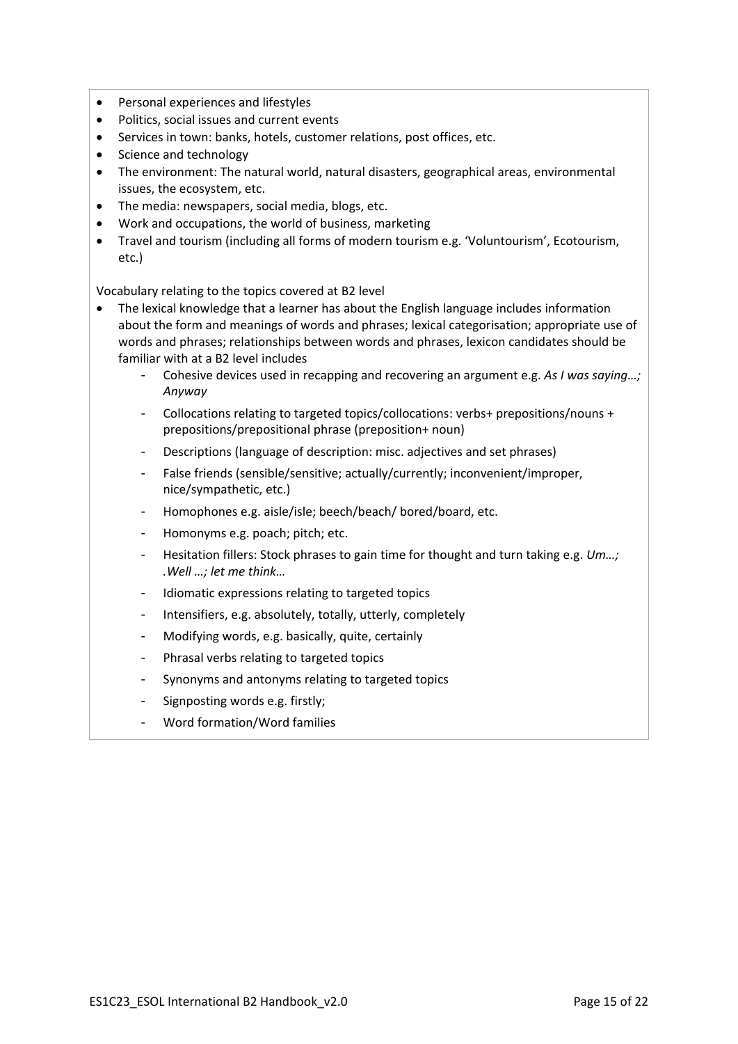- Personal experiences and lifestyles
- Politics, social issues and current events
- Services in town: banks, hotels, customer relations, post offices, etc.
- Science and technology
- The environment: The natural world, natural disasters, geographical areas, environmental issues, the ecosystem, etc.
- The media: newspapers, social media, blogs, etc.
- Work and occupations, the world of business, marketing
- Travel and tourism (including all forms of modern tourism e.g. 'Voluntourism', Ecotourism, etc.)

Vocabulary relating to the topics covered at B2 level

- The lexical knowledge that a learner has about the English language includes information about the form and meanings of words and phrases; lexical categorisation; appropriate use of words and phrases; relationships between words and phrases, lexicon candidates should be familiar with at a B2 level includes
    - Cohesive devices used in recapping and recovering an argument e.g. *As I was saying…; Anyway*
    - Collocations relating to targeted topics/collocations: verbs+ prepositions/nouns + prepositions/prepositional phrase (preposition+ noun)
    - Descriptions (language of description: misc. adjectives and set phrases)
    - False friends (sensible/sensitive; actually/currently; inconvenient/improper, nice/sympathetic, etc.)
    - Homophones e.g. aisle/isle; beech/beach/ bored/board, etc.
    - Homonyms e.g. poach; pitch; etc.
    - Hesitation fillers: Stock phrases to gain time for thought and turn taking e.g. *Um…; .Well …; let me think…*
    - Idiomatic expressions relating to targeted topics
    - Intensifiers, e.g. absolutely, totally, utterly, completely
    - Modifying words, e.g. basically, quite, certainly
    - Phrasal verbs relating to targeted topics
    - Synonyms and antonyms relating to targeted topics
    - Signposting words e.g. firstly;
    - Word formation/Word families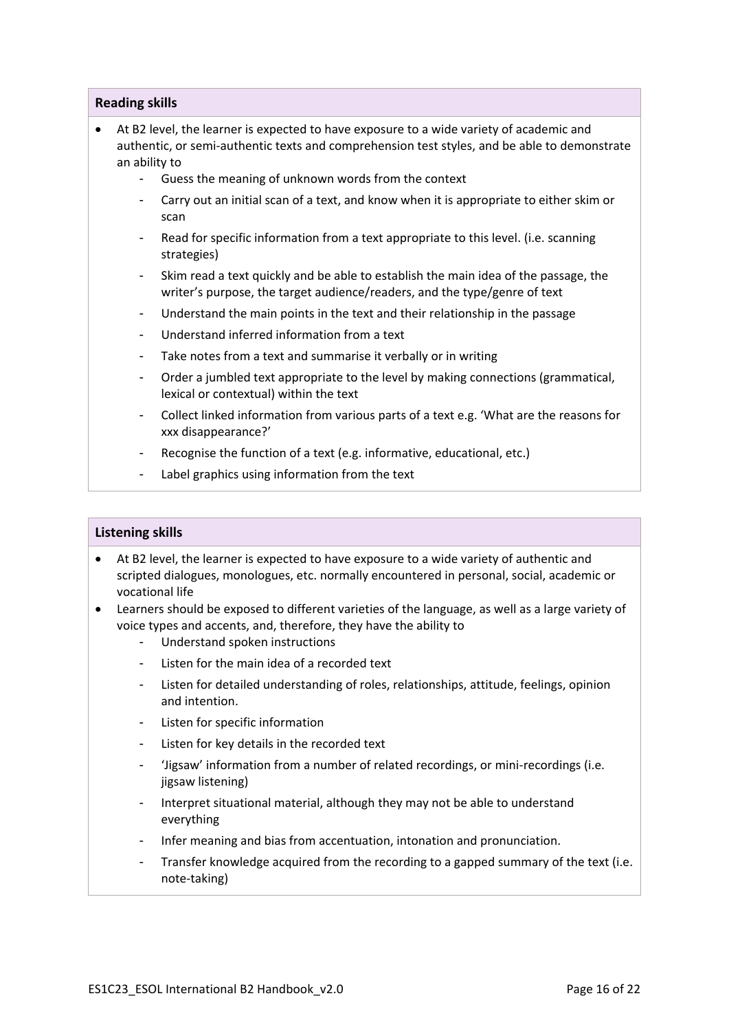### Reading skills

- At B2 level, the learner is expected to have exposure to a wide variety of academic and authentic, or semi-authentic texts and comprehension test styles, and be able to demonstrate an ability to
  - Guess the meaning of unknown words from the context
  - Carry out an initial scan of a text, and know when it is appropriate to either skim or scan
  - Read for specific information from a text appropriate to this level. (i.e. scanning strategies)
  - Skim read a text quickly and be able to establish the main idea of the passage, the writer's purpose, the target audience/readers, and the type/genre of text
  - Understand the main points in the text and their relationship in the passage
  - Understand inferred information from a text
  - Take notes from a text and summarise it verbally or in writing
  - Order a jumbled text appropriate to the level by making connections (grammatical, lexical or contextual) within the text
  - Collect linked information from various parts of a text e.g. 'What are the reasons for xxx disappearance?'
  - Recognise the function of a text (e.g. informative, educational, etc.)
  - Label graphics using information from the text

### Listening skills

- At B2 level, the learner is expected to have exposure to a wide variety of authentic and scripted dialogues, monologues, etc. normally encountered in personal, social, academic or vocational life
- Learners should be exposed to different varieties of the language, as well as a large variety of voice types and accents, and, therefore, they have the ability to
  - Understand spoken instructions
  - Listen for the main idea of a recorded text
  - Listen for detailed understanding of roles, relationships, attitude, feelings, opinion and intention.
  - Listen for specific information
  - Listen for key details in the recorded text
  - 'Jigsaw' information from a number of related recordings, or mini-recordings (i.e. jigsaw listening)
  - Interpret situational material, although they may not be able to understand everything
  - Infer meaning and bias from accentuation, intonation and pronunciation.
  - Transfer knowledge acquired from the recording to a gapped summary of the text (i.e. note-taking)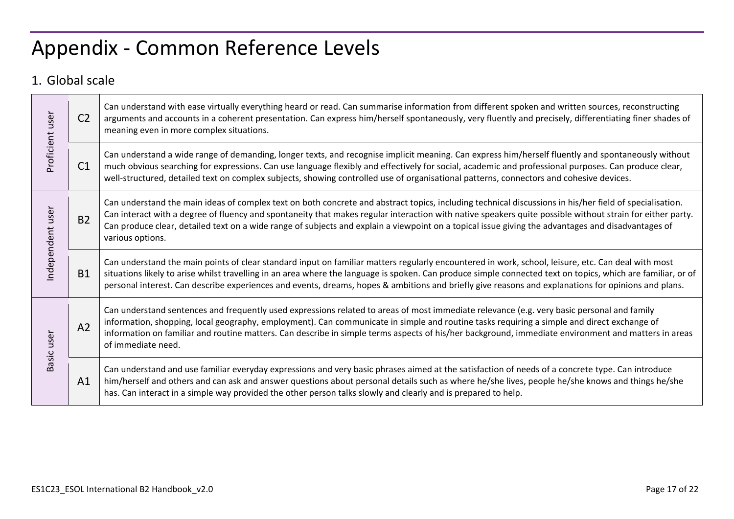# Appendix - Common Reference Levels

## 1. Global scale

| | | |
|---|---|---|
| Proficient user | C2 | Can understand with ease virtually everything heard or read. Can summarise information from different spoken and written sources, reconstructing arguments and accounts in a coherent presentation. Can express him/herself spontaneously, very fluently and precisely, differentiating finer shades of meaning even in more complex situations. |
| | C1 | Can understand a wide range of demanding, longer texts, and recognise implicit meaning. Can express him/herself fluently and spontaneously without much obvious searching for expressions. Can use language flexibly and effectively for social, academic and professional purposes. Can produce clear, well-structured, detailed text on complex subjects, showing controlled use of organisational patterns, connectors and cohesive devices. |
| Independent user | B2 | Can understand the main ideas of complex text on both concrete and abstract topics, including technical discussions in his/her field of specialisation. Can interact with a degree of fluency and spontaneity that makes regular interaction with native speakers quite possible without strain for either party. Can produce clear, detailed text on a wide range of subjects and explain a viewpoint on a topical issue giving the advantages and disadvantages of various options. |
| | B1 | Can understand the main points of clear standard input on familiar matters regularly encountered in work, school, leisure, etc. Can deal with most situations likely to arise whilst travelling in an area where the language is spoken. Can produce simple connected text on topics, which are familiar, or of personal interest. Can describe experiences and events, dreams, hopes & ambitions and briefly give reasons and explanations for opinions and plans. |
| Basic user | A2 | Can understand sentences and frequently used expressions related to areas of most immediate relevance (e.g. very basic personal and family information, shopping, local geography, employment). Can communicate in simple and routine tasks requiring a simple and direct exchange of information on familiar and routine matters. Can describe in simple terms aspects of his/her background, immediate environment and matters in areas of immediate need. |
| | A1 | Can understand and use familiar everyday expressions and very basic phrases aimed at the satisfaction of needs of a concrete type. Can introduce him/herself and others and can ask and answer questions about personal details such as where he/she lives, people he/she knows and things he/she has. Can interact in a simple way provided the other person talks slowly and clearly and is prepared to help. |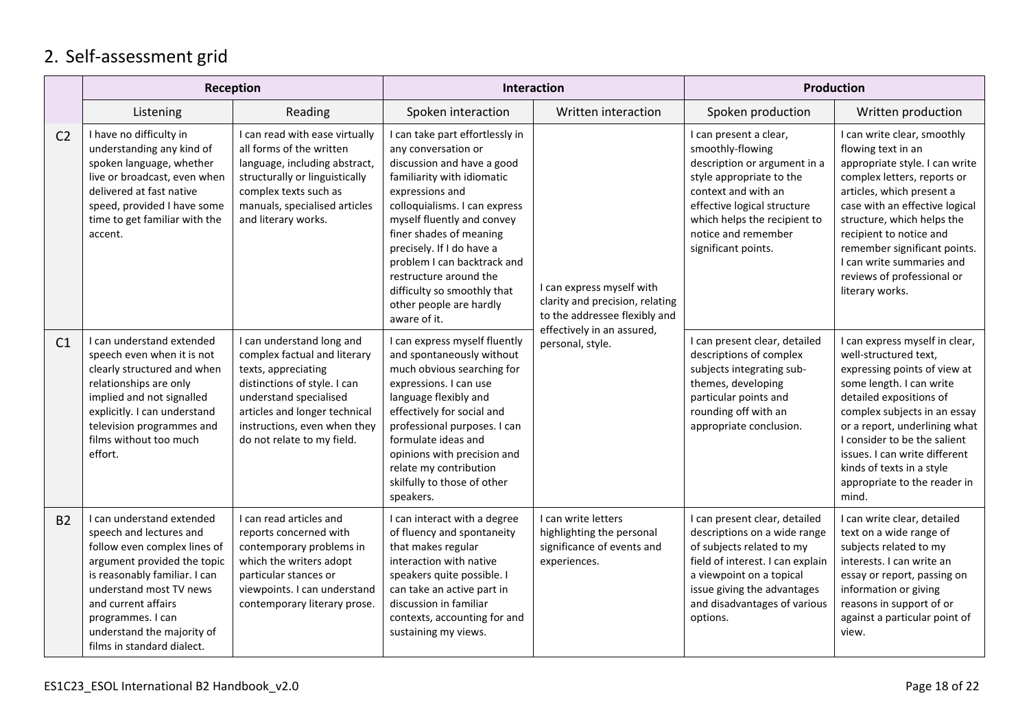## 2. Self-assessment grid

| | Reception | | Interaction | | Production | |
|---|---|---|---|---|---|---|
| | Listening | Reading | Spoken interaction | Written interaction | Spoken production | Written production |
| C2 | I have no difficulty in understanding any kind of spoken language, whether live or broadcast, even when delivered at fast native speed, provided I have some time to get familiar with the accent. | I can read with ease virtually all forms of the written language, including abstract, structurally or linguistically complex texts such as manuals, specialised articles and literary works. | I can take part effortlessly in any conversation or discussion and have a good familiarity with idiomatic expressions and colloquialisms. I can express myself fluently and convey finer shades of meaning precisely. If I do have a problem I can backtrack and restructure around the difficulty so smoothly that other people are hardly aware of it. | I can express myself with clarity and precision, relating to the addressee flexibly and effectively in an assured, personal, style. | I can present a clear, smoothly-flowing description or argument in a style appropriate to the context and with an effective logical structure which helps the recipient to notice and remember significant points. | I can write clear, smoothly flowing text in an appropriate style. I can write complex letters, reports or articles, which present a case with an effective logical structure, which helps the recipient to notice and remember significant points. I can write summaries and reviews of professional or literary works. |
| C1 | I can understand extended speech even when it is not clearly structured and when relationships are only implied and not signalled explicitly. I can understand television programmes and films without too much effort. | I can understand long and complex factual and literary texts, appreciating distinctions of style. I can understand specialised articles and longer technical instructions, even when they do not relate to my field. | I can express myself fluently and spontaneously without much obvious searching for expressions. I can use language flexibly and effectively for social and professional purposes. I can formulate ideas and opinions with precision and relate my contribution skilfully to those of other speakers. | | I can present clear, detailed descriptions of complex subjects integrating sub-themes, developing particular points and rounding off with an appropriate conclusion. | I can express myself in clear, well-structured text, expressing points of view at some length. I can write detailed expositions of complex subjects in an essay or a report, underlining what I consider to be the salient issues. I can write different kinds of texts in a style appropriate to the reader in mind. |
| B2 | I can understand extended speech and lectures and follow even complex lines of argument provided the topic is reasonably familiar. I can understand most TV news and current affairs programmes. I can understand the majority of films in standard dialect. | I can read articles and reports concerned with contemporary problems in which the writers adopt particular stances or viewpoints. I can understand contemporary literary prose. | I can interact with a degree of fluency and spontaneity that makes regular interaction with native speakers quite possible. I can take an active part in discussion in familiar contexts, accounting for and sustaining my views. | I can write letters highlighting the personal significance of events and experiences. | I can present clear, detailed descriptions on a wide range of subjects related to my field of interest. I can explain a viewpoint on a topical issue giving the advantages and disadvantages of various options. | I can write clear, detailed text on a wide range of subjects related to my interests. I can write an essay or report, passing on information or giving reasons in support of or against a particular point of view. |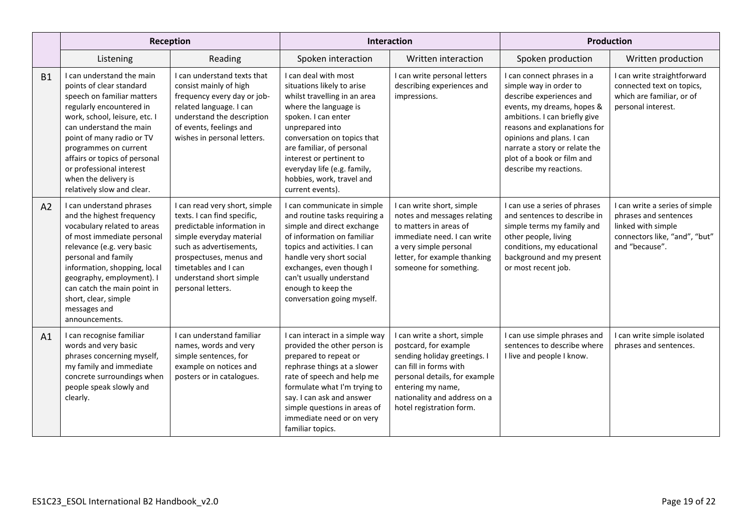| | Reception | | Interaction | | Production | |
|---|---|---|---|---|---|---|
| | Listening | Reading | Spoken interaction | Written interaction | Spoken production | Written production |
| B1 | I can understand the main points of clear standard speech on familiar matters regularly encountered in work, school, leisure, etc. I can understand the main point of many radio or TV programmes on current affairs or topics of personal or professional interest when the delivery is relatively slow and clear. | I can understand texts that consist mainly of high frequency every day or job-related language. I can understand the description of events, feelings and wishes in personal letters. | I can deal with most situations likely to arise whilst travelling in an area where the language is spoken. I can enter unprepared into conversation on topics that are familiar, of personal interest or pertinent to everyday life (e.g. family, hobbies, work, travel and current events). | I can write personal letters describing experiences and impressions. | I can connect phrases in a simple way in order to describe experiences and events, my dreams, hopes & ambitions. I can briefly give reasons and explanations for opinions and plans. I can narrate a story or relate the plot of a book or film and describe my reactions. | I can write straightforward connected text on topics, which are familiar, or of personal interest. |
| A2 | I can understand phrases and the highest frequency vocabulary related to areas of most immediate personal relevance (e.g. very basic personal and family information, shopping, local geography, employment). I can catch the main point in short, clear, simple messages and announcements. | I can read very short, simple texts. I can find specific, predictable information in simple everyday material such as advertisements, prospectuses, menus and timetables and I can understand short simple personal letters. | I can communicate in simple and routine tasks requiring a simple and direct exchange of information on familiar topics and activities. I can handle very short social exchanges, even though I can't usually understand enough to keep the conversation going myself. | I can write short, simple notes and messages relating to matters in areas of immediate need. I can write a very simple personal letter, for example thanking someone for something. | I can use a series of phrases and sentences to describe in simple terms my family and other people, living conditions, my educational background and my present or most recent job. | I can write a series of simple phrases and sentences linked with simple connectors like, "and", "but" and "because". |
| A1 | I can recognise familiar words and very basic phrases concerning myself, my family and immediate concrete surroundings when people speak slowly and clearly. | I can understand familiar names, words and very simple sentences, for example on notices and posters or in catalogues. | I can interact in a simple way provided the other person is prepared to repeat or rephrase things at a slower rate of speech and help me formulate what I'm trying to say. I can ask and answer simple questions in areas of immediate need or on very familiar topics. | I can write a short, simple postcard, for example sending holiday greetings. I can fill in forms with personal details, for example entering my name, nationality and address on a hotel registration form. | I can use simple phrases and sentences to describe where I live and people I know. | I can write simple isolated phrases and sentences. |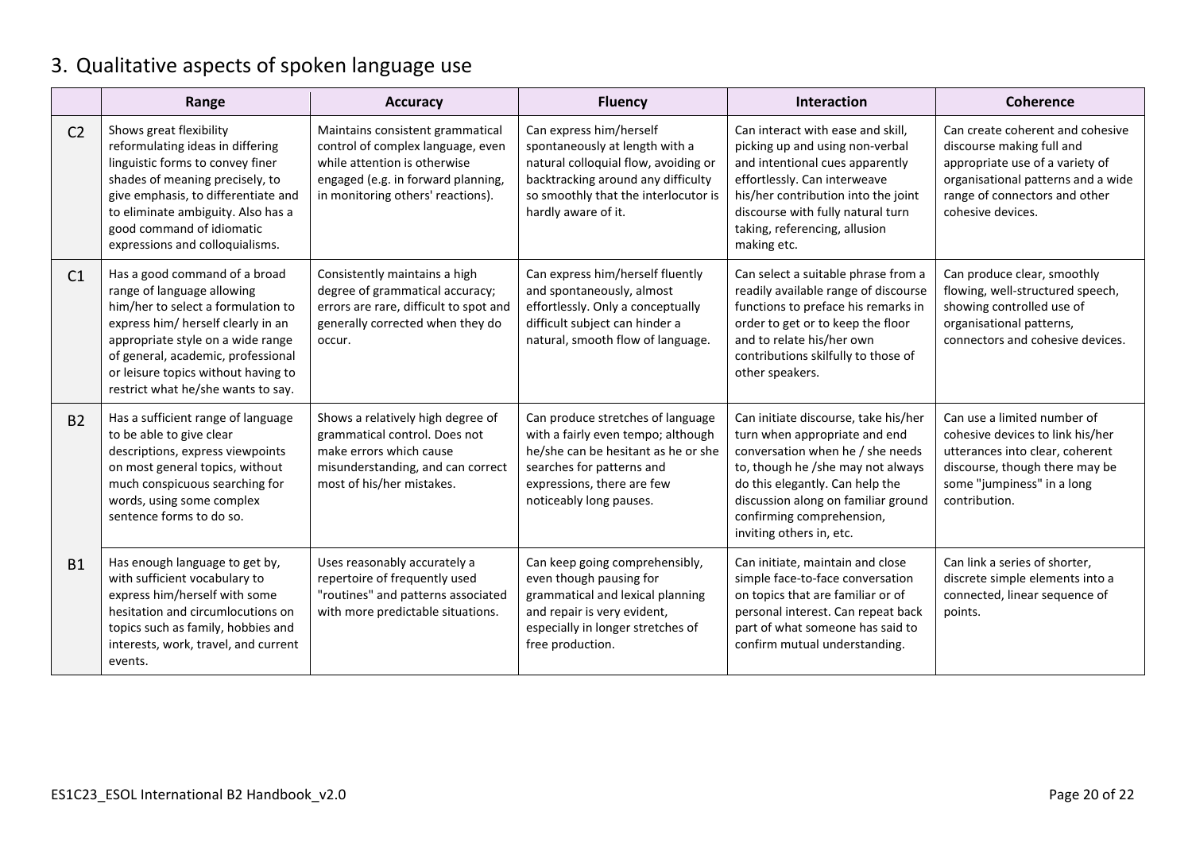## 3. Qualitative aspects of spoken language use

| | Range | Accuracy | Fluency | Interaction | Coherence |
|---|---|---|---|---|---|
| C2 | Shows great flexibility reformulating ideas in differing linguistic forms to convey finer shades of meaning precisely, to give emphasis, to differentiate and to eliminate ambiguity. Also has a good command of idiomatic expressions and colloquialisms. | Maintains consistent grammatical control of complex language, even while attention is otherwise engaged (e.g. in forward planning, in monitoring others' reactions). | Can express him/herself spontaneously at length with a natural colloquial flow, avoiding or backtracking around any difficulty so smoothly that the interlocutor is hardly aware of it. | Can interact with ease and skill, picking up and using non-verbal and intentional cues apparently effortlessly. Can interweave his/her contribution into the joint discourse with fully natural turn taking, referencing, allusion making etc. | Can create coherent and cohesive discourse making full and appropriate use of a variety of organisational patterns and a wide range of connectors and other cohesive devices. |
| C1 | Has a good command of a broad range of language allowing him/her to select a formulation to express him/ herself clearly in an appropriate style on a wide range of general, academic, professional or leisure topics without having to restrict what he/she wants to say. | Consistently maintains a high degree of grammatical accuracy; errors are rare, difficult to spot and generally corrected when they do occur. | Can express him/herself fluently and spontaneously, almost effortlessly. Only a conceptually difficult subject can hinder a natural, smooth flow of language. | Can select a suitable phrase from a readily available range of discourse functions to preface his remarks in order to get or to keep the floor and to relate his/her own contributions skilfully to those of other speakers. | Can produce clear, smoothly flowing, well-structured speech, showing controlled use of organisational patterns, connectors and cohesive devices. |
| B2 | Has a sufficient range of language to be able to give clear descriptions, express viewpoints on most general topics, without much conspicuous searching for words, using some complex sentence forms to do so. | Shows a relatively high degree of grammatical control. Does not make errors which cause misunderstanding, and can correct most of his/her mistakes. | Can produce stretches of language with a fairly even tempo; although he/she can be hesitant as he or she searches for patterns and expressions, there are few noticeably long pauses. | Can initiate discourse, take his/her turn when appropriate and end conversation when he / she needs to, though he /she may not always do this elegantly. Can help the discussion along on familiar ground confirming comprehension, inviting others in, etc. | Can use a limited number of cohesive devices to link his/her utterances into clear, coherent discourse, though there may be some "jumpiness" in a long contribution. |
| B1 | Has enough language to get by, with sufficient vocabulary to express him/herself with some hesitation and circumlocutions on topics such as family, hobbies and interests, work, travel, and current events. | Uses reasonably accurately a repertoire of frequently used "routines" and patterns associated with more predictable situations. | Can keep going comprehensibly, even though pausing for grammatical and lexical planning and repair is very evident, especially in longer stretches of free production. | Can initiate, maintain and close simple face-to-face conversation on topics that are familiar or of personal interest. Can repeat back part of what someone has said to confirm mutual understanding. | Can link a series of shorter, discrete simple elements into a connected, linear sequence of points. |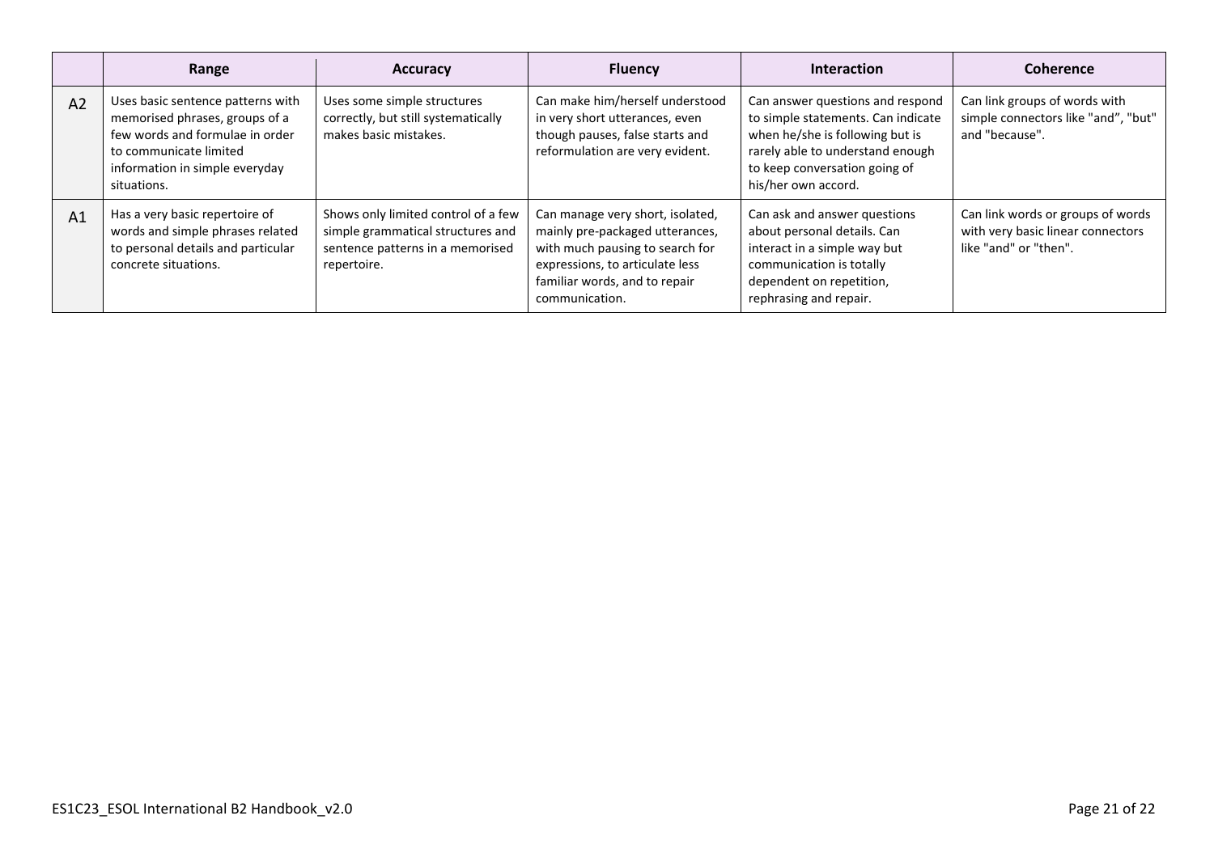| | Range | Accuracy | Fluency | Interaction | Coherence |
|---|---|---|---|---|---|
| A2 | Uses basic sentence patterns with memorised phrases, groups of a few words and formulae in order to communicate limited information in simple everyday situations. | Uses some simple structures correctly, but still systematically makes basic mistakes. | Can make him/herself understood in very short utterances, even though pauses, false starts and reformulation are very evident. | Can answer questions and respond to simple statements. Can indicate when he/she is following but is rarely able to understand enough to keep conversation going of his/her own accord. | Can link groups of words with simple connectors like "and", "but" and "because". |
| A1 | Has a very basic repertoire of words and simple phrases related to personal details and particular concrete situations. | Shows only limited control of a few simple grammatical structures and sentence patterns in a memorised repertoire. | Can manage very short, isolated, mainly pre-packaged utterances, with much pausing to search for expressions, to articulate less familiar words, and to repair communication. | Can ask and answer questions about personal details. Can interact in a simple way but communication is totally dependent on repetition, rephrasing and repair. | Can link words or groups of words with very basic linear connectors like "and" or "then". |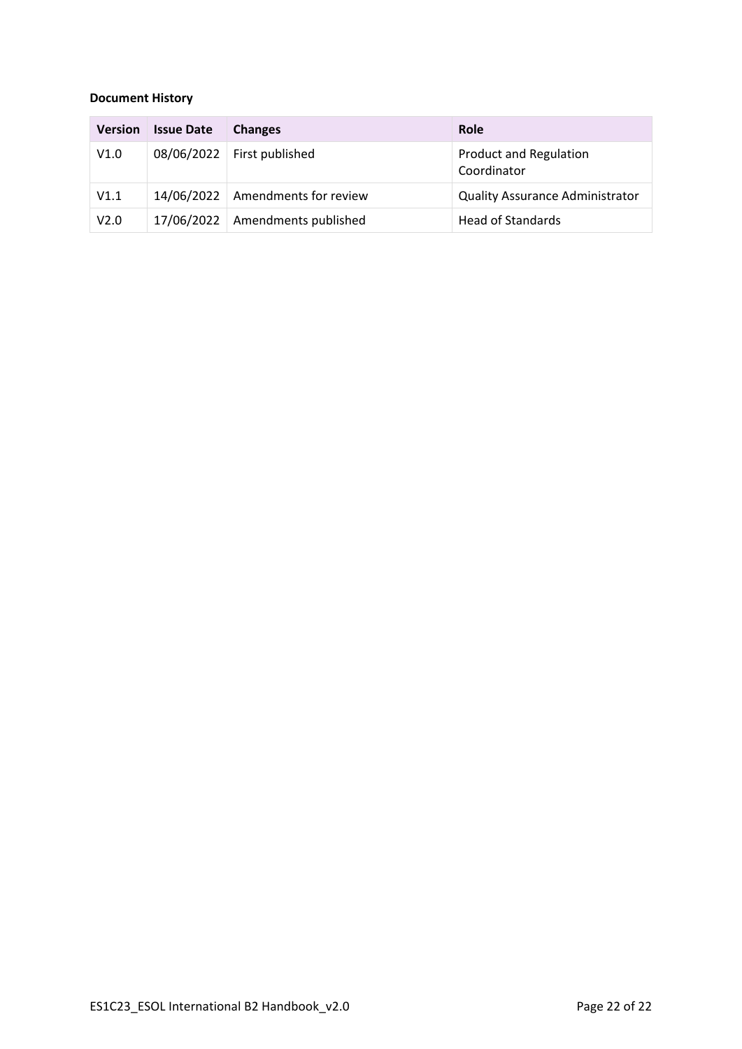**Document History**

| Version | Issue Date | Changes | Role |
| --- | --- | --- | --- |
| V1.0 | 08/06/2022 | First published | Product and Regulation Coordinator |
| V1.1 | 14/06/2022 | Amendments for review | Quality Assurance Administrator |
| V2.0 | 17/06/2022 | Amendments published | Head of Standards |